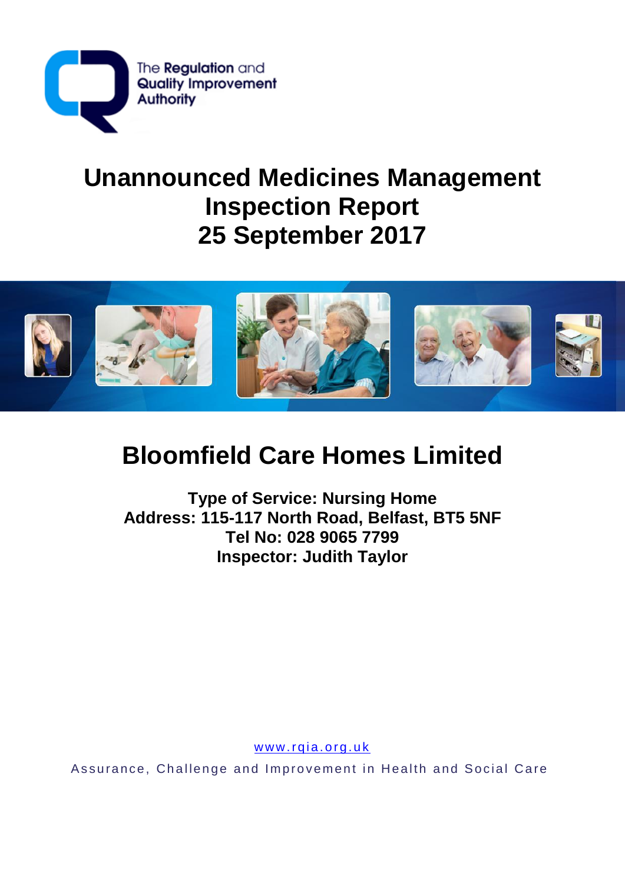The Regulation and Quality Improvement Authority

# Unannounced Medicines Management Inspection Report
# 25 September 2017

# Bloomfield Care Homes Limited

**Type of Service: Nursing Home**
**Address: 115-117 North Road, Belfast, BT5 5NF**
**Tel No: 028 9065 7799**
**Inspector: Judith Taylor**

www.rqia.org.uk

Assurance, Challenge and Improvement in Health and Social Care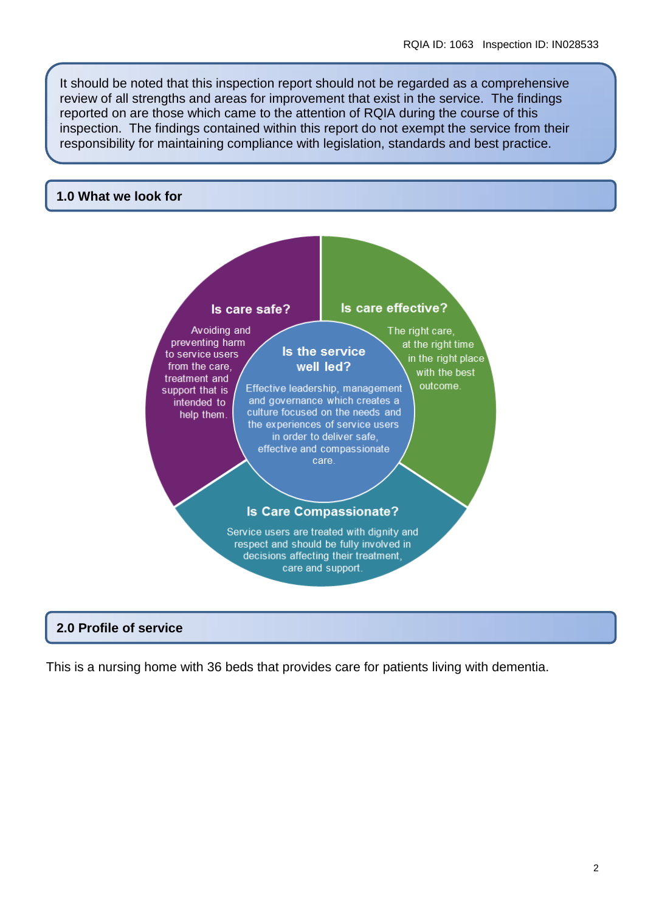It should be noted that this inspection report should not be regarded as a comprehensive review of all strengths and areas for improvement that exist in the service. The findings reported on are those which came to the attention of RQIA during the course of this inspection. The findings contained within this report do not exempt the service from their responsibility for maintaining compliance with legislation, standards and best practice.

## 1.0 What we look for

**Is care safe?**

Avoiding and preventing harm to service users from the care, treatment and support that is intended to help them.

**Is care effective?**

The right care, at the right time in the right place with the best outcome.

**Is the service well led?**

Effective leadership, management and governance which creates a culture focused on the needs and the experiences of service users in order to deliver safe, effective and compassionate care.

**Is Care Compassionate?**

Service users are treated with dignity and respect and should be fully involved in decisions affecting their treatment, care and support.

## 2.0 Profile of service

This is a nursing home with 36 beds that provides care for patients living with dementia.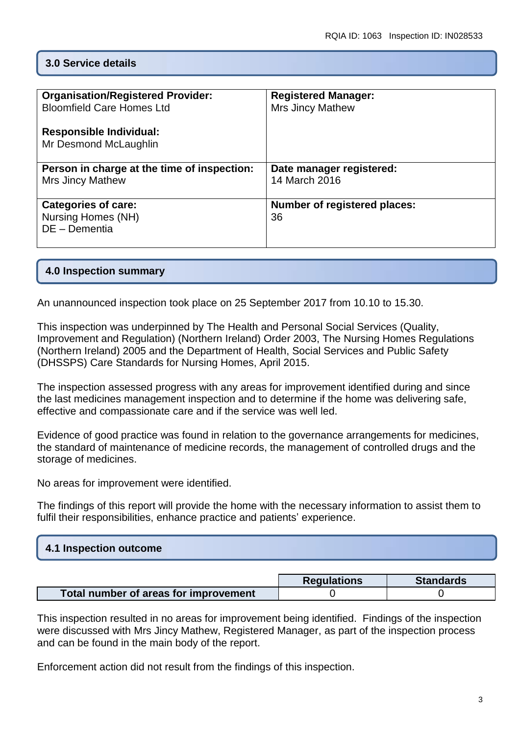## 3.0 Service details

| **Organisation/Registered Provider:**<br>Bloomfield Care Homes Ltd<br><br>**Responsible Individual:**<br>Mr Desmond McLaughlin | **Registered Manager:**<br>Mrs Jincy Mathew |
|---|---|
| **Person in charge at the time of inspection:**<br>Mrs Jincy Mathew | **Date manager registered:**<br>14 March 2016 |
| **Categories of care:**<br>Nursing Homes (NH)<br>DE – Dementia | **Number of registered places:**<br>36 |

## 4.0 Inspection summary

An unannounced inspection took place on 25 September 2017 from 10.10 to 15.30.

This inspection was underpinned by The Health and Personal Social Services (Quality, Improvement and Regulation) (Northern Ireland) Order 2003, The Nursing Homes Regulations (Northern Ireland) 2005 and the Department of Health, Social Services and Public Safety (DHSSPS) Care Standards for Nursing Homes, April 2015.

The inspection assessed progress with any areas for improvement identified during and since the last medicines management inspection and to determine if the home was delivering safe, effective and compassionate care and if the service was well led.

Evidence of good practice was found in relation to the governance arrangements for medicines, the standard of maintenance of medicine records, the management of controlled drugs and the storage of medicines.

No areas for improvement were identified.

The findings of this report will provide the home with the necessary information to assist them to fulfil their responsibilities, enhance practice and patients' experience.

## 4.1 Inspection outcome

| | Regulations | Standards |
|---|---|---|
| **Total number of areas for improvement** | 0 | 0 |

This inspection resulted in no areas for improvement being identified. Findings of the inspection were discussed with Mrs Jincy Mathew, Registered Manager, as part of the inspection process and can be found in the main body of the report.

Enforcement action did not result from the findings of this inspection.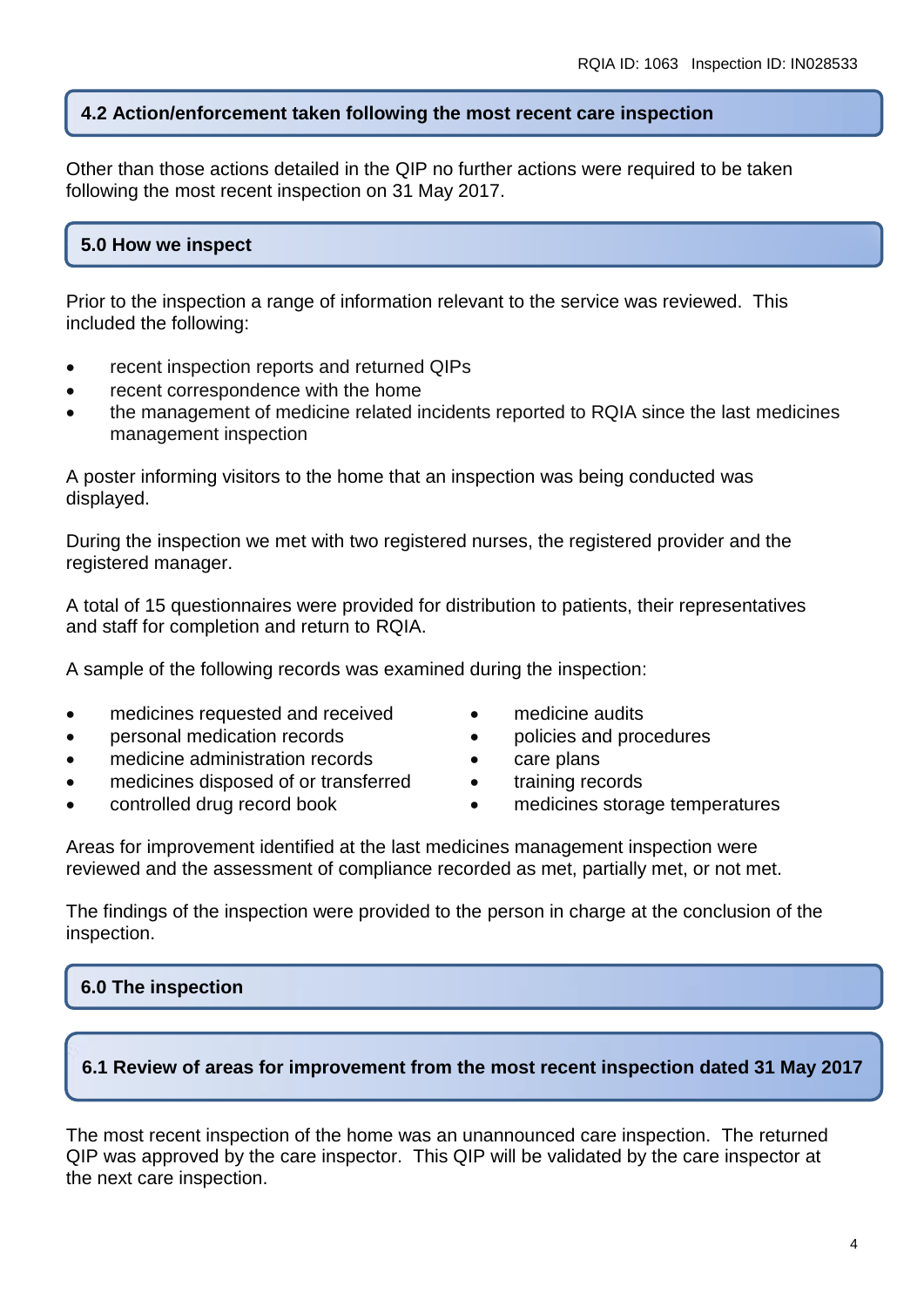## 4.2 Action/enforcement taken following the most recent care inspection

Other than those actions detailed in the QIP no further actions were required to be taken following the most recent inspection on 31 May 2017.

## 5.0 How we inspect

Prior to the inspection a range of information relevant to the service was reviewed. This included the following:

- recent inspection reports and returned QIPs
- recent correspondence with the home
- the management of medicine related incidents reported to RQIA since the last medicines management inspection

A poster informing visitors to the home that an inspection was being conducted was displayed.

During the inspection we met with two registered nurses, the registered provider and the registered manager.

A total of 15 questionnaires were provided for distribution to patients, their representatives and staff for completion and return to RQIA.

A sample of the following records was examined during the inspection:

- medicines requested and received
- personal medication records
- medicine administration records
- medicines disposed of or transferred
- controlled drug record book
- medicine audits
- policies and procedures
- care plans
- training records
- medicines storage temperatures

Areas for improvement identified at the last medicines management inspection were reviewed and the assessment of compliance recorded as met, partially met, or not met.

The findings of the inspection were provided to the person in charge at the conclusion of the inspection.

## 6.0 The inspection

### 6.1 Review of areas for improvement from the most recent inspection dated 31 May 2017

The most recent inspection of the home was an unannounced care inspection. The returned QIP was approved by the care inspector. This QIP will be validated by the care inspector at the next care inspection.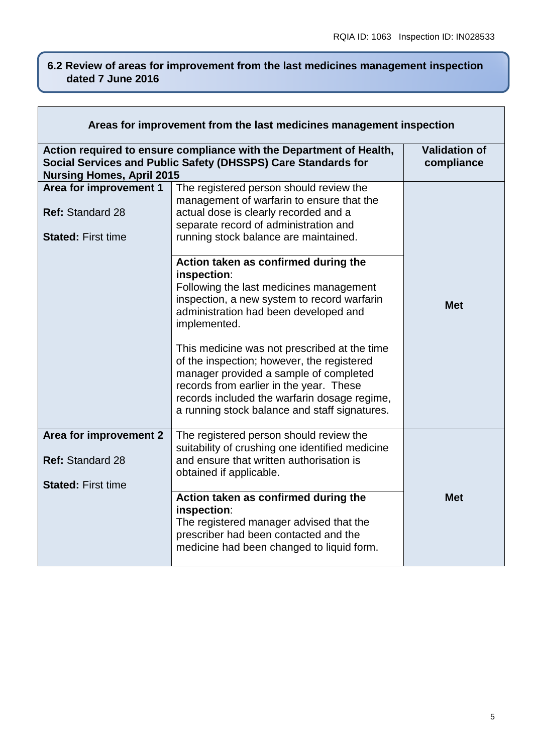## 6.2 Review of areas for improvement from the last medicines management inspection dated 7 June 2016

| Areas for improvement from the last medicines management inspection | | |
|---|---|---|
| **Action required to ensure compliance with the Department of Health, Social Services and Public Safety (DHSSPS) Care Standards for Nursing Homes, April 2015** | | **Validation of compliance** |
| **Area for improvement 1**<br><br>**Ref:** Standard 28<br><br>**Stated:** First time | The registered person should review the management of warfarin to ensure that the actual dose is clearly recorded and a separate record of administration and running stock balance are maintained.<br><br>**Action taken as confirmed during the inspection**:<br>Following the last medicines management inspection, a new system to record warfarin administration had been developed and implemented.<br><br>This medicine was not prescribed at the time of the inspection; however, the registered manager provided a sample of completed records from earlier in the year. These records included the warfarin dosage regime, a running stock balance and staff signatures. | **Met** |
| **Area for improvement 2**<br><br>**Ref:** Standard 28<br><br>**Stated:** First time | The registered person should review the suitability of crushing one identified medicine and ensure that written authorisation is obtained if applicable.<br><br>**Action taken as confirmed during the inspection**:<br>The registered manager advised that the prescriber had been contacted and the medicine had been changed to liquid form. | **Met** |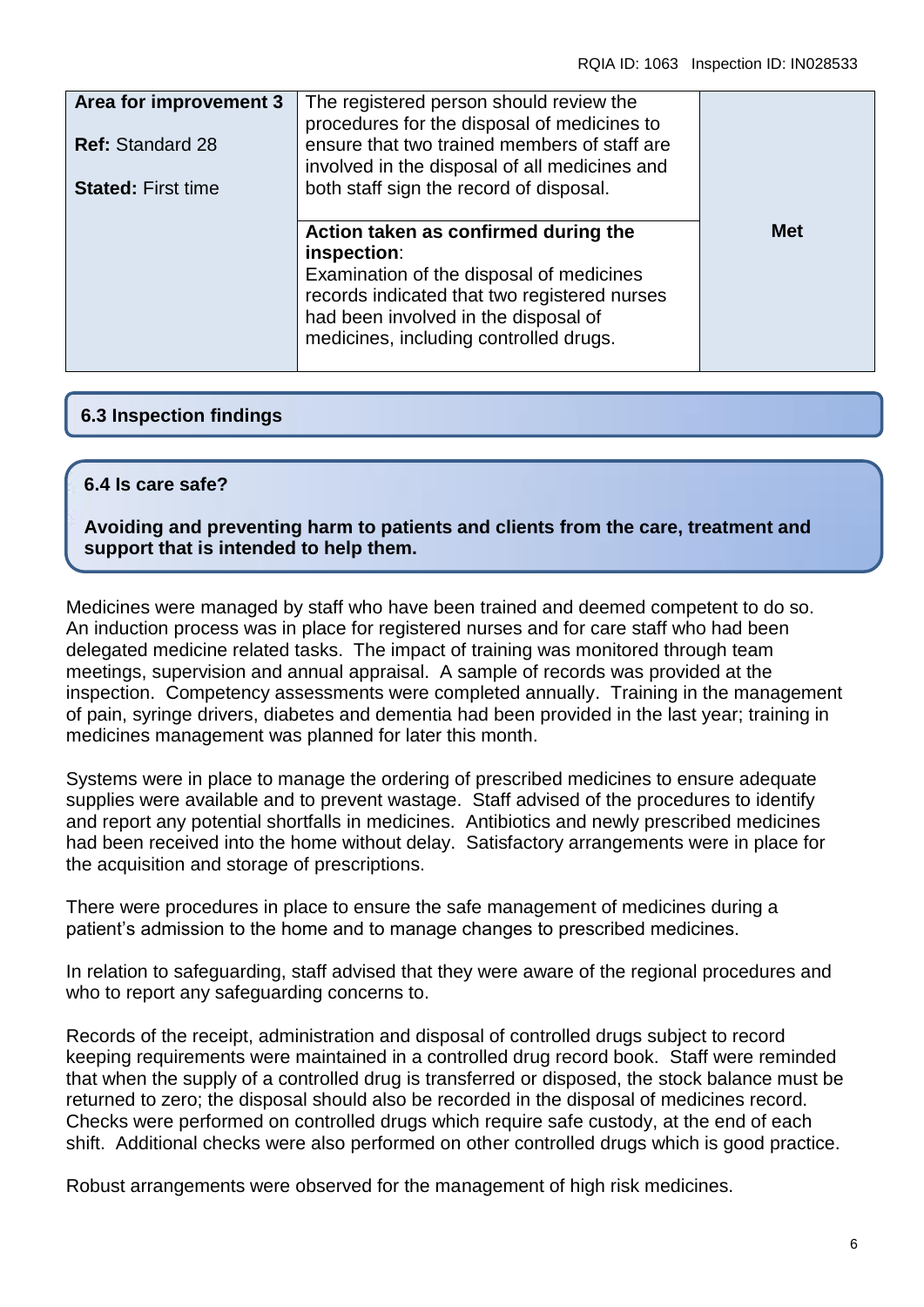| Area for improvement 3<br><br>**Ref:** Standard 28<br><br>**Stated:** First time | The registered person should review the procedures for the disposal of medicines to ensure that two trained members of staff are involved in the disposal of all medicines and both staff sign the record of disposal. | |
|---|---|---|
| | **Action taken as confirmed during the inspection**:<br>Examination of the disposal of medicines records indicated that two registered nurses had been involved in the disposal of medicines, including controlled drugs. | **Met** |

## 6.3 Inspection findings

## 6.4 Is care safe?

**Avoiding and preventing harm to patients and clients from the care, treatment and support that is intended to help them.**

Medicines were managed by staff who have been trained and deemed competent to do so. An induction process was in place for registered nurses and for care staff who had been delegated medicine related tasks. The impact of training was monitored through team meetings, supervision and annual appraisal. A sample of records was provided at the inspection. Competency assessments were completed annually. Training in the management of pain, syringe drivers, diabetes and dementia had been provided in the last year; training in medicines management was planned for later this month.

Systems were in place to manage the ordering of prescribed medicines to ensure adequate supplies were available and to prevent wastage. Staff advised of the procedures to identify and report any potential shortfalls in medicines. Antibiotics and newly prescribed medicines had been received into the home without delay. Satisfactory arrangements were in place for the acquisition and storage of prescriptions.

There were procedures in place to ensure the safe management of medicines during a patient's admission to the home and to manage changes to prescribed medicines.

In relation to safeguarding, staff advised that they were aware of the regional procedures and who to report any safeguarding concerns to.

Records of the receipt, administration and disposal of controlled drugs subject to record keeping requirements were maintained in a controlled drug record book. Staff were reminded that when the supply of a controlled drug is transferred or disposed, the stock balance must be returned to zero; the disposal should also be recorded in the disposal of medicines record. Checks were performed on controlled drugs which require safe custody, at the end of each shift. Additional checks were also performed on other controlled drugs which is good practice.

Robust arrangements were observed for the management of high risk medicines.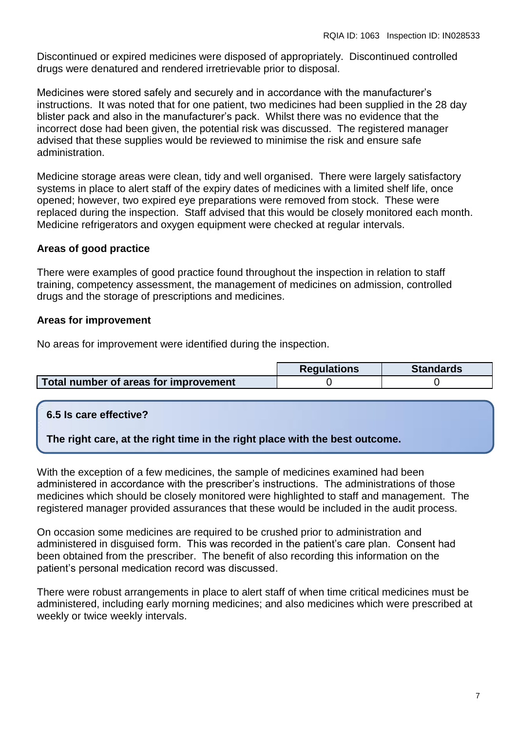Discontinued or expired medicines were disposed of appropriately. Discontinued controlled drugs were denatured and rendered irretrievable prior to disposal.

Medicines were stored safely and securely and in accordance with the manufacturer's instructions. It was noted that for one patient, two medicines had been supplied in the 28 day blister pack and also in the manufacturer's pack. Whilst there was no evidence that the incorrect dose had been given, the potential risk was discussed. The registered manager advised that these supplies would be reviewed to minimise the risk and ensure safe administration.

Medicine storage areas were clean, tidy and well organised. There were largely satisfactory systems in place to alert staff of the expiry dates of medicines with a limited shelf life, once opened; however, two expired eye preparations were removed from stock. These were replaced during the inspection. Staff advised that this would be closely monitored each month. Medicine refrigerators and oxygen equipment were checked at regular intervals.

**Areas of good practice**

There were examples of good practice found throughout the inspection in relation to staff training, competency assessment, the management of medicines on admission, controlled drugs and the storage of prescriptions and medicines.

**Areas for improvement**

No areas for improvement were identified during the inspection.

| | Regulations | Standards |
|---|---|---|
| **Total number of areas for improvement** | 0 | 0 |

### 6.5 Is care effective?

**The right care, at the right time in the right place with the best outcome.**

With the exception of a few medicines, the sample of medicines examined had been administered in accordance with the prescriber's instructions. The administrations of those medicines which should be closely monitored were highlighted to staff and management. The registered manager provided assurances that these would be included in the audit process.

On occasion some medicines are required to be crushed prior to administration and administered in disguised form. This was recorded in the patient's care plan. Consent had been obtained from the prescriber. The benefit of also recording this information on the patient's personal medication record was discussed.

There were robust arrangements in place to alert staff of when time critical medicines must be administered, including early morning medicines; and also medicines which were prescribed at weekly or twice weekly intervals.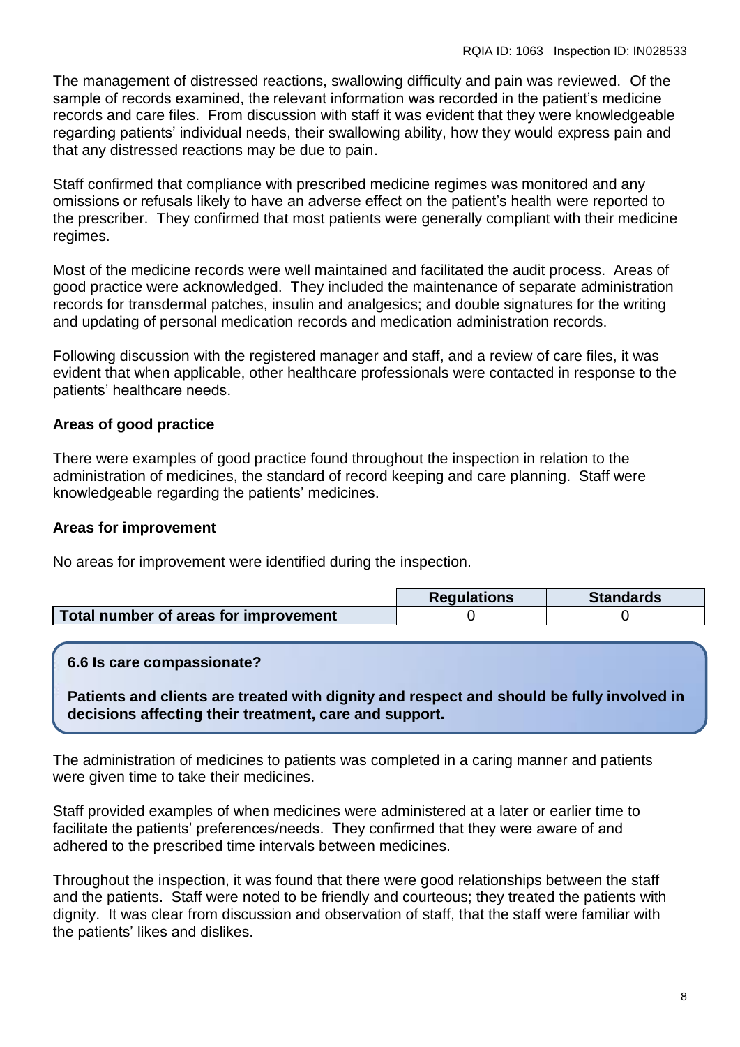The management of distressed reactions, swallowing difficulty and pain was reviewed. Of the sample of records examined, the relevant information was recorded in the patient's medicine records and care files. From discussion with staff it was evident that they were knowledgeable regarding patients' individual needs, their swallowing ability, how they would express pain and that any distressed reactions may be due to pain.

Staff confirmed that compliance with prescribed medicine regimes was monitored and any omissions or refusals likely to have an adverse effect on the patient's health were reported to the prescriber. They confirmed that most patients were generally compliant with their medicine regimes.

Most of the medicine records were well maintained and facilitated the audit process. Areas of good practice were acknowledged. They included the maintenance of separate administration records for transdermal patches, insulin and analgesics; and double signatures for the writing and updating of personal medication records and medication administration records.

Following discussion with the registered manager and staff, and a review of care files, it was evident that when applicable, other healthcare professionals were contacted in response to the patients' healthcare needs.

**Areas of good practice**

There were examples of good practice found throughout the inspection in relation to the administration of medicines, the standard of record keeping and care planning. Staff were knowledgeable regarding the patients' medicines.

**Areas for improvement**

No areas for improvement were identified during the inspection.

| | Regulations | Standards |
|---|---|---|
| **Total number of areas for improvement** | 0 | 0 |

**6.6 Is care compassionate?**

**Patients and clients are treated with dignity and respect and should be fully involved in decisions affecting their treatment, care and support.**

The administration of medicines to patients was completed in a caring manner and patients were given time to take their medicines.

Staff provided examples of when medicines were administered at a later or earlier time to facilitate the patients' preferences/needs. They confirmed that they were aware of and adhered to the prescribed time intervals between medicines.

Throughout the inspection, it was found that there were good relationships between the staff and the patients. Staff were noted to be friendly and courteous; they treated the patients with dignity. It was clear from discussion and observation of staff, that the staff were familiar with the patients' likes and dislikes.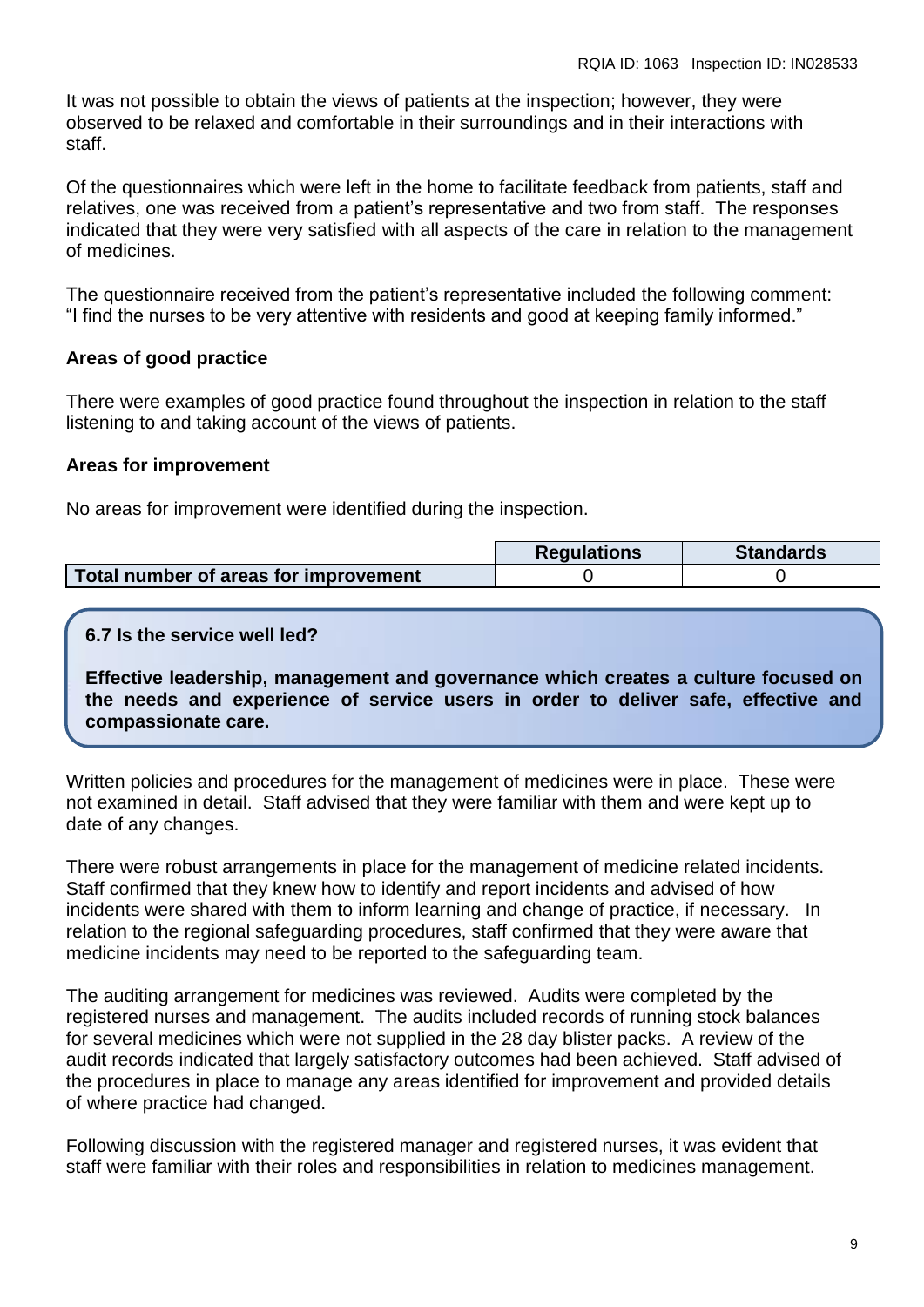It was not possible to obtain the views of patients at the inspection; however, they were observed to be relaxed and comfortable in their surroundings and in their interactions with staff.

Of the questionnaires which were left in the home to facilitate feedback from patients, staff and relatives, one was received from a patient's representative and two from staff. The responses indicated that they were very satisfied with all aspects of the care in relation to the management of medicines.

The questionnaire received from the patient's representative included the following comment: "I find the nurses to be very attentive with residents and good at keeping family informed."

**Areas of good practice**

There were examples of good practice found throughout the inspection in relation to the staff listening to and taking account of the views of patients.

**Areas for improvement**

No areas for improvement were identified during the inspection.

| | Regulations | Standards |
|---|---|---|
| **Total number of areas for improvement** | 0 | 0 |

**6.7 Is the service well led?**

**Effective leadership, management and governance which creates a culture focused on the needs and experience of service users in order to deliver safe, effective and compassionate care.**

Written policies and procedures for the management of medicines were in place. These were not examined in detail. Staff advised that they were familiar with them and were kept up to date of any changes.

There were robust arrangements in place for the management of medicine related incidents. Staff confirmed that they knew how to identify and report incidents and advised of how incidents were shared with them to inform learning and change of practice, if necessary. In relation to the regional safeguarding procedures, staff confirmed that they were aware that medicine incidents may need to be reported to the safeguarding team.

The auditing arrangement for medicines was reviewed. Audits were completed by the registered nurses and management. The audits included records of running stock balances for several medicines which were not supplied in the 28 day blister packs. A review of the audit records indicated that largely satisfactory outcomes had been achieved. Staff advised of the procedures in place to manage any areas identified for improvement and provided details of where practice had changed.

Following discussion with the registered manager and registered nurses, it was evident that staff were familiar with their roles and responsibilities in relation to medicines management.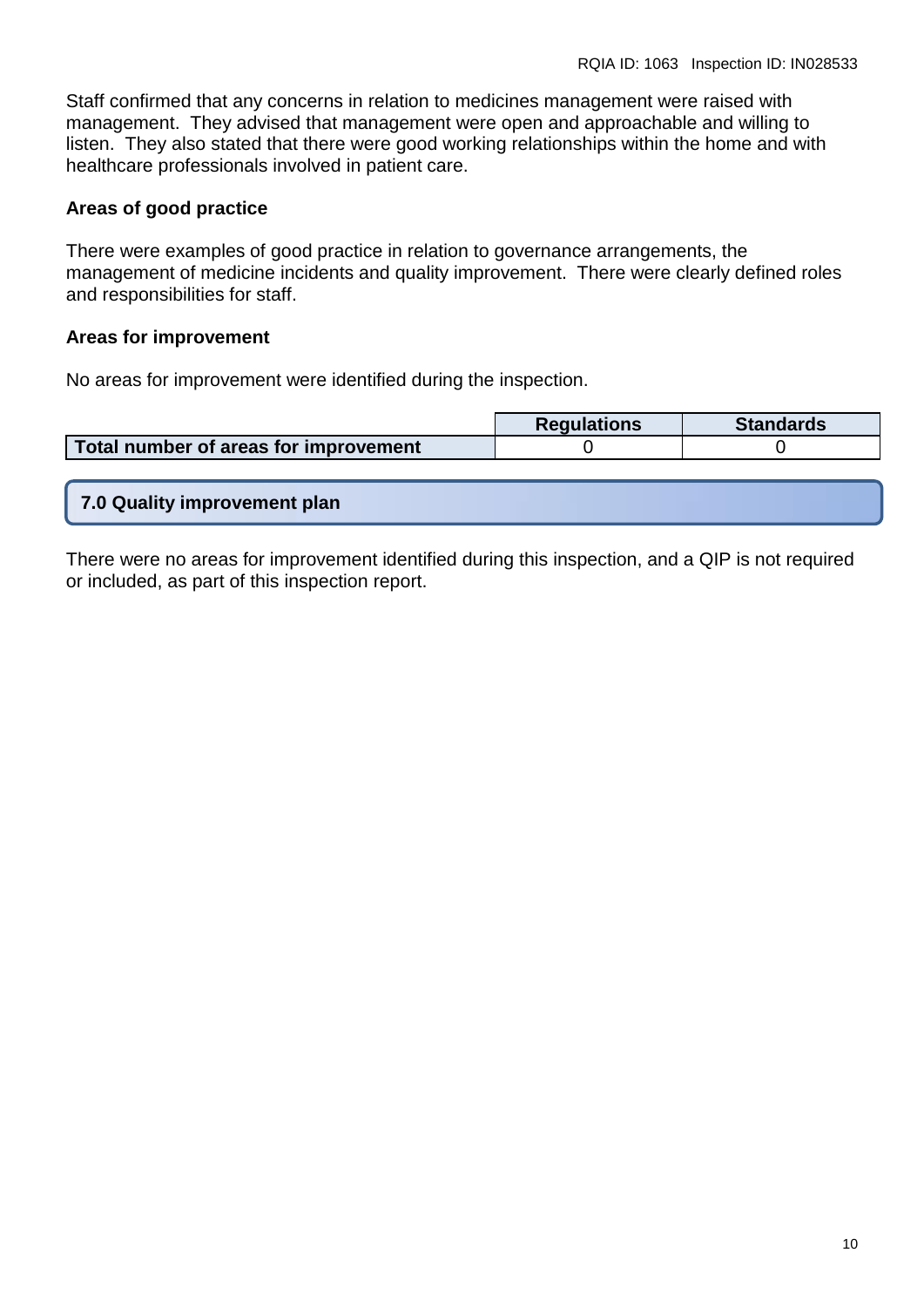Staff confirmed that any concerns in relation to medicines management were raised with management. They advised that management were open and approachable and willing to listen. They also stated that there were good working relationships within the home and with healthcare professionals involved in patient care.

**Areas of good practice**

There were examples of good practice in relation to governance arrangements, the management of medicine incidents and quality improvement. There were clearly defined roles and responsibilities for staff.

**Areas for improvement**

No areas for improvement were identified during the inspection.

| | Regulations | Standards |
|---|---|---|
| **Total number of areas for improvement** | 0 | 0 |

## 7.0 Quality improvement plan

There were no areas for improvement identified during this inspection, and a QIP is not required or included, as part of this inspection report.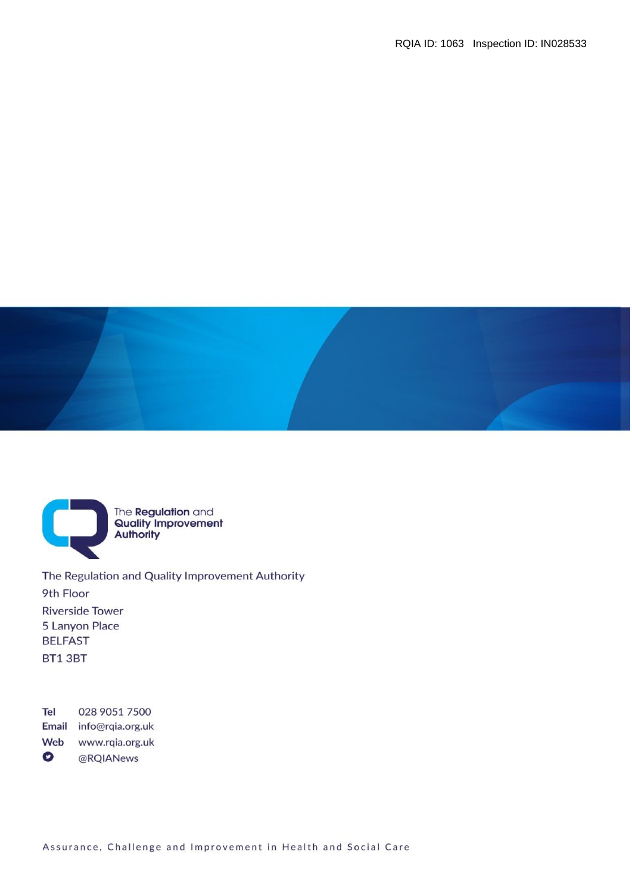RQIA ID: 1063 Inspection ID: IN028533

The Regulation and Quality Improvement Authority

The Regulation and Quality Improvement Authority
9th Floor
Riverside Tower
5 Lanyon Place
BELFAST
BT1 3BT

**Tel** 028 9051 7500
**Email** info@rqia.org.uk
**Web** www.rqia.org.uk
@RQIANews

Assurance, Challenge and Improvement in Health and Social Care